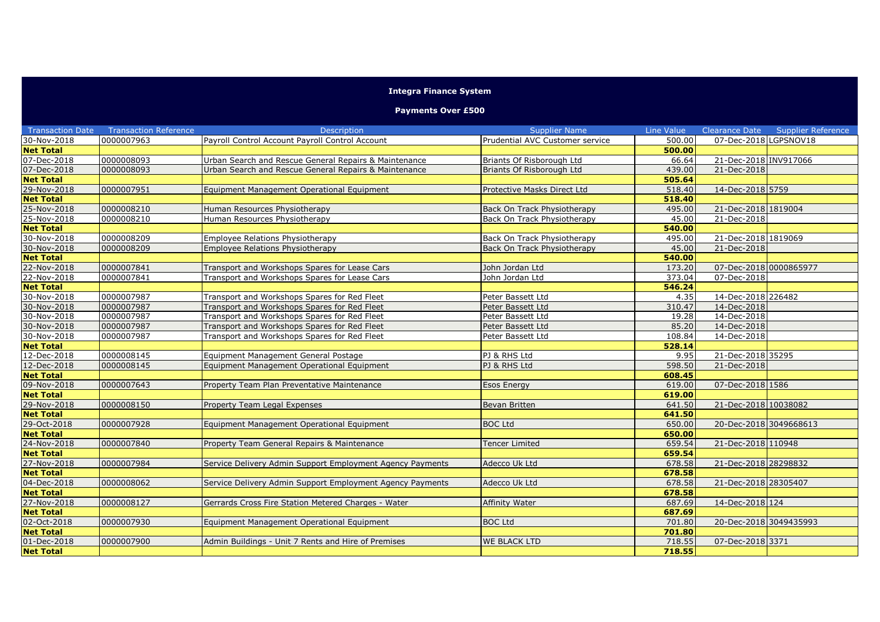# Integra Finance System

## Payments Over £500

| Transaction Date | Transaction Reference | Description | Supplier Name | Line Value | Clearance Date | Supplier Reference |
|---|---|---|---|---|---|---|
| 30-Nov-2018 | 0000007963 | Payroll Control Account Payroll Control Account | Prudential AVC Customer service | 500.00 | 07-Dec-2018 | LGPSNOV18 |
| **Net Total** | | | | **500.00** | | |
| 07-Dec-2018 | 0000008093 | Urban Search and Rescue General Repairs & Maintenance | Briants Of Risborough Ltd | 66.64 | 21-Dec-2018 | INV917066 |
| 07-Dec-2018 | 0000008093 | Urban Search and Rescue General Repairs & Maintenance | Briants Of Risborough Ltd | 439.00 | 21-Dec-2018 | |
| **Net Total** | | | | **505.64** | | |
| 29-Nov-2018 | 0000007951 | Equipment Management Operational Equipment | Protective Masks Direct Ltd | 518.40 | 14-Dec-2018 | 5759 |
| **Net Total** | | | | **518.40** | | |
| 25-Nov-2018 | 0000008210 | Human Resources Physiotherapy | Back On Track Physiotherapy | 495.00 | 21-Dec-2018 | 1819004 |
| 25-Nov-2018 | 0000008210 | Human Resources Physiotherapy | Back On Track Physiotherapy | 45.00 | 21-Dec-2018 | |
| **Net Total** | | | | **540.00** | | |
| 30-Nov-2018 | 0000008209 | Employee Relations Physiotherapy | Back On Track Physiotherapy | 495.00 | 21-Dec-2018 | 1819069 |
| 30-Nov-2018 | 0000008209 | Employee Relations Physiotherapy | Back On Track Physiotherapy | 45.00 | 21-Dec-2018 | |
| **Net Total** | | | | **540.00** | | |
| 22-Nov-2018 | 0000007841 | Transport and Workshops Spares for Lease Cars | John Jordan Ltd | 173.20 | 07-Dec-2018 | 0000865977 |
| 22-Nov-2018 | 0000007841 | Transport and Workshops Spares for Lease Cars | John Jordan Ltd | 373.04 | 07-Dec-2018 | |
| **Net Total** | | | | **546.24** | | |
| 30-Nov-2018 | 0000007987 | Transport and Workshops Spares for Red Fleet | Peter Bassett Ltd | 4.35 | 14-Dec-2018 | 226482 |
| 30-Nov-2018 | 0000007987 | Transport and Workshops Spares for Red Fleet | Peter Bassett Ltd | 310.47 | 14-Dec-2018 | |
| 30-Nov-2018 | 0000007987 | Transport and Workshops Spares for Red Fleet | Peter Bassett Ltd | 19.28 | 14-Dec-2018 | |
| 30-Nov-2018 | 0000007987 | Transport and Workshops Spares for Red Fleet | Peter Bassett Ltd | 85.20 | 14-Dec-2018 | |
| 30-Nov-2018 | 0000007987 | Transport and Workshops Spares for Red Fleet | Peter Bassett Ltd | 108.84 | 14-Dec-2018 | |
| **Net Total** | | | | **528.14** | | |
| 12-Dec-2018 | 0000008145 | Equipment Management General Postage | PJ & RHS Ltd | 9.95 | 21-Dec-2018 | 35295 |
| 12-Dec-2018 | 0000008145 | Equipment Management Operational Equipment | PJ & RHS Ltd | 598.50 | 21-Dec-2018 | |
| **Net Total** | | | | **608.45** | | |
| 09-Nov-2018 | 0000007643 | Property Team Plan Preventative Maintenance | Esos Energy | 619.00 | 07-Dec-2018 | 1586 |
| **Net Total** | | | | **619.00** | | |
| 29-Nov-2018 | 0000008150 | Property Team Legal Expenses | Bevan Britten | 641.50 | 21-Dec-2018 | 10038082 |
| **Net Total** | | | | **641.50** | | |
| 29-Oct-2018 | 0000007928 | Equipment Management Operational Equipment | BOC Ltd | 650.00 | 20-Dec-2018 | 3049668613 |
| **Net Total** | | | | **650.00** | | |
| 24-Nov-2018 | 0000007840 | Property Team General Repairs & Maintenance | Tencer Limited | 659.54 | 21-Dec-2018 | 110948 |
| **Net Total** | | | | **659.54** | | |
| 27-Nov-2018 | 0000007984 | Service Delivery Admin Support Employment Agency Payments | Adecco Uk Ltd | 678.58 | 21-Dec-2018 | 28298832 |
| **Net Total** | | | | **678.58** | | |
| 04-Dec-2018 | 0000008062 | Service Delivery Admin Support Employment Agency Payments | Adecco Uk Ltd | 678.58 | 21-Dec-2018 | 28305407 |
| **Net Total** | | | | **678.58** | | |
| 27-Nov-2018 | 0000008127 | Gerrards Cross Fire Station Metered Charges - Water | Affinity Water | 687.69 | 14-Dec-2018 | 124 |
| **Net Total** | | | | **687.69** | | |
| 02-Oct-2018 | 0000007930 | Equipment Management Operational Equipment | BOC Ltd | 701.80 | 20-Dec-2018 | 3049435993 |
| **Net Total** | | | | **701.80** | | |
| 01-Dec-2018 | 0000007900 | Admin Buildings - Unit 7 Rents and Hire of Premises | WE BLACK LTD | 718.55 | 07-Dec-2018 | 3371 |
| **Net Total** | | | | **718.55** | | |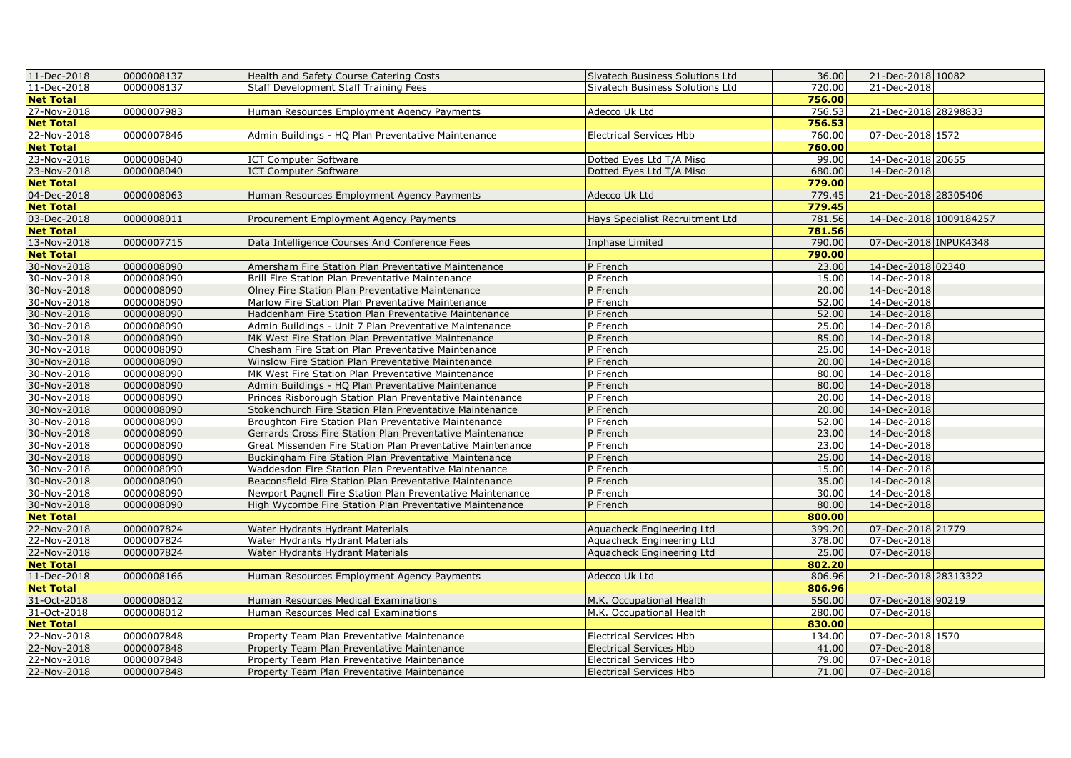| | | | | | | |
|---|---|---|---|---|---|---|
| 11-Dec-2018 | 0000008137 | Health and Safety Course Catering Costs | Sivatech Business Solutions Ltd | 36.00 | 21-Dec-2018 | 10082 |
| 11-Dec-2018 | 0000008137 | Staff Development Staff Training Fees | Sivatech Business Solutions Ltd | 720.00 | 21-Dec-2018 | |
| **Net Total** | | | | **756.00** | | |
| 27-Nov-2018 | 0000007983 | Human Resources Employment Agency Payments | Adecco Uk Ltd | 756.53 | 21-Dec-2018 | 28298833 |
| **Net Total** | | | | **756.53** | | |
| 22-Nov-2018 | 0000007846 | Admin Buildings - HQ Plan Preventative Maintenance | Electrical Services Hbb | 760.00 | 07-Dec-2018 | 1572 |
| **Net Total** | | | | **760.00** | | |
| 23-Nov-2018 | 0000008040 | ICT Computer Software | Dotted Eyes Ltd T/A Miso | 99.00 | 14-Dec-2018 | 20655 |
| 23-Nov-2018 | 0000008040 | ICT Computer Software | Dotted Eyes Ltd T/A Miso | 680.00 | 14-Dec-2018 | |
| **Net Total** | | | | **779.00** | | |
| 04-Dec-2018 | 0000008063 | Human Resources Employment Agency Payments | Adecco Uk Ltd | 779.45 | 21-Dec-2018 | 28305406 |
| **Net Total** | | | | **779.45** | | |
| 03-Dec-2018 | 0000008011 | Procurement Employment Agency Payments | Hays Specialist Recruitment Ltd | 781.56 | 14-Dec-2018 | 1009184257 |
| **Net Total** | | | | **781.56** | | |
| 13-Nov-2018 | 0000007715 | Data Intelligence Courses And Conference Fees | Inphase Limited | 790.00 | 07-Dec-2018 | INPUK4348 |
| **Net Total** | | | | **790.00** | | |
| 30-Nov-2018 | 0000008090 | Amersham Fire Station Plan Preventative Maintenance | P French | 23.00 | 14-Dec-2018 | 02340 |
| 30-Nov-2018 | 0000008090 | Brill Fire Station Plan Preventative Maintenance | P French | 15.00 | 14-Dec-2018 | |
| 30-Nov-2018 | 0000008090 | Olney Fire Station Plan Preventative Maintenance | P French | 20.00 | 14-Dec-2018 | |
| 30-Nov-2018 | 0000008090 | Marlow Fire Station Plan Preventative Maintenance | P French | 52.00 | 14-Dec-2018 | |
| 30-Nov-2018 | 0000008090 | Haddenham Fire Station Plan Preventative Maintenance | P French | 52.00 | 14-Dec-2018 | |
| 30-Nov-2018 | 0000008090 | Admin Buildings - Unit 7 Plan Preventative Maintenance | P French | 25.00 | 14-Dec-2018 | |
| 30-Nov-2018 | 0000008090 | MK West Fire Station Plan Preventative Maintenance | P French | 85.00 | 14-Dec-2018 | |
| 30-Nov-2018 | 0000008090 | Chesham Fire Station Plan Preventative Maintenance | P French | 25.00 | 14-Dec-2018 | |
| 30-Nov-2018 | 0000008090 | Winslow Fire Station Plan Preventative Maintenance | P French | 20.00 | 14-Dec-2018 | |
| 30-Nov-2018 | 0000008090 | MK West Fire Station Plan Preventative Maintenance | P French | 80.00 | 14-Dec-2018 | |
| 30-Nov-2018 | 0000008090 | Admin Buildings - HQ Plan Preventative Maintenance | P French | 80.00 | 14-Dec-2018 | |
| 30-Nov-2018 | 0000008090 | Princes Risborough Station Plan Preventative Maintenance | P French | 20.00 | 14-Dec-2018 | |
| 30-Nov-2018 | 0000008090 | Stokenchurch Fire Station Plan Preventative Maintenance | P French | 20.00 | 14-Dec-2018 | |
| 30-Nov-2018 | 0000008090 | Broughton Fire Station Plan Preventative Maintenance | P French | 52.00 | 14-Dec-2018 | |
| 30-Nov-2018 | 0000008090 | Gerrards Cross Fire Station Plan Preventative Maintenance | P French | 23.00 | 14-Dec-2018 | |
| 30-Nov-2018 | 0000008090 | Great Missenden Fire Station Plan Preventative Maintenance | P French | 23.00 | 14-Dec-2018 | |
| 30-Nov-2018 | 0000008090 | Buckingham Fire Station Plan Preventative Maintenance | P French | 25.00 | 14-Dec-2018 | |
| 30-Nov-2018 | 0000008090 | Waddesdon Fire Station Plan Preventative Maintenance | P French | 15.00 | 14-Dec-2018 | |
| 30-Nov-2018 | 0000008090 | Beaconsfield Fire Station Plan Preventative Maintenance | P French | 35.00 | 14-Dec-2018 | |
| 30-Nov-2018 | 0000008090 | Newport Pagnell Fire Station Plan Preventative Maintenance | P French | 30.00 | 14-Dec-2018 | |
| 30-Nov-2018 | 0000008090 | High Wycombe Fire Station Plan Preventative Maintenance | P French | 80.00 | 14-Dec-2018 | |
| **Net Total** | | | | **800.00** | | |
| 22-Nov-2018 | 0000007824 | Water Hydrants Hydrant Materials | Aquacheck Engineering Ltd | 399.20 | 07-Dec-2018 | 21779 |
| 22-Nov-2018 | 0000007824 | Water Hydrants Hydrant Materials | Aquacheck Engineering Ltd | 378.00 | 07-Dec-2018 | |
| 22-Nov-2018 | 0000007824 | Water Hydrants Hydrant Materials | Aquacheck Engineering Ltd | 25.00 | 07-Dec-2018 | |
| **Net Total** | | | | **802.20** | | |
| 11-Dec-2018 | 0000008166 | Human Resources Employment Agency Payments | Adecco Uk Ltd | 806.96 | 21-Dec-2018 | 28313322 |
| **Net Total** | | | | **806.96** | | |
| 31-Oct-2018 | 0000008012 | Human Resources Medical Examinations | M.K. Occupational Health | 550.00 | 07-Dec-2018 | 90219 |
| 31-Oct-2018 | 0000008012 | Human Resources Medical Examinations | M.K. Occupational Health | 280.00 | 07-Dec-2018 | |
| **Net Total** | | | | **830.00** | | |
| 22-Nov-2018 | 0000007848 | Property Team Plan Preventative Maintenance | Electrical Services Hbb | 134.00 | 07-Dec-2018 | 1570 |
| 22-Nov-2018 | 0000007848 | Property Team Plan Preventative Maintenance | Electrical Services Hbb | 41.00 | 07-Dec-2018 | |
| 22-Nov-2018 | 0000007848 | Property Team Plan Preventative Maintenance | Electrical Services Hbb | 79.00 | 07-Dec-2018 | |
| 22-Nov-2018 | 0000007848 | Property Team Plan Preventative Maintenance | Electrical Services Hbb | 71.00 | 07-Dec-2018 | |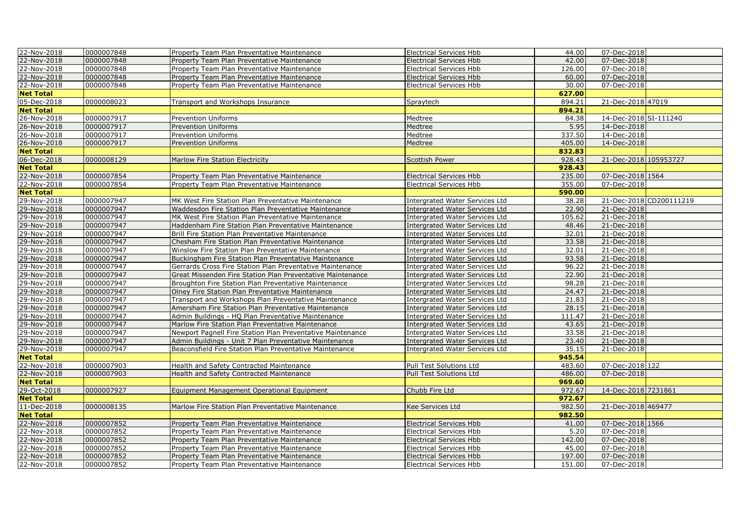| | | | | | | |
|---|---|---|---|---|---|---|
| 22-Nov-2018 | 0000007848 | Property Team Plan Preventative Maintenance | Electrical Services Hbb | 44.00 | 07-Dec-2018 | |
| 22-Nov-2018 | 0000007848 | Property Team Plan Preventative Maintenance | Electrical Services Hbb | 42.00 | 07-Dec-2018 | |
| 22-Nov-2018 | 0000007848 | Property Team Plan Preventative Maintenance | Electrical Services Hbb | 126.00 | 07-Dec-2018 | |
| 22-Nov-2018 | 0000007848 | Property Team Plan Preventative Maintenance | Electrical Services Hbb | 60.00 | 07-Dec-2018 | |
| 22-Nov-2018 | 0000007848 | Property Team Plan Preventative Maintenance | Electrical Services Hbb | 30.00 | 07-Dec-2018 | |
| **Net Total** | | | | **627.00** | | |
| 05-Dec-2018 | 0000008023 | Transport and Workshops Insurance | Spraytech | 894.21 | 21-Dec-2018 | 47019 |
| **Net Total** | | | | **894.21** | | |
| 26-Nov-2018 | 0000007917 | Prevention Uniforms | Medtree | 84.38 | 14-Dec-2018 | SI-111240 |
| 26-Nov-2018 | 0000007917 | Prevention Uniforms | Medtree | 5.95 | 14-Dec-2018 | |
| 26-Nov-2018 | 0000007917 | Prevention Uniforms | Medtree | 337.50 | 14-Dec-2018 | |
| 26-Nov-2018 | 0000007917 | Prevention Uniforms | Medtree | 405.00 | 14-Dec-2018 | |
| **Net Total** | | | | **832.83** | | |
| 06-Dec-2018 | 0000008129 | Marlow Fire Station Electricity | Scottish Power | 928.43 | 21-Dec-2018 | 105953727 |
| **Net Total** | | | | **928.43** | | |
| 22-Nov-2018 | 0000007854 | Property Team Plan Preventative Maintenance | Electrical Services Hbb | 235.00 | 07-Dec-2018 | 1564 |
| 22-Nov-2018 | 0000007854 | Property Team Plan Preventative Maintenance | Electrical Services Hbb | 355.00 | 07-Dec-2018 | |
| **Net Total** | | | | **590.00** | | |
| 29-Nov-2018 | 0000007947 | MK West Fire Station Plan Preventative Maintenance | Intergrated Water Services Ltd | 38.28 | 21-Dec-2018 | CD200111219 |
| 29-Nov-2018 | 0000007947 | Waddesdon Fire Station Plan Preventative Maintenance | Intergrated Water Services Ltd | 22.90 | 21-Dec-2018 | |
| 29-Nov-2018 | 0000007947 | MK West Fire Station Plan Preventative Maintenance | Intergrated Water Services Ltd | 105.62 | 21-Dec-2018 | |
| 29-Nov-2018 | 0000007947 | Haddenham Fire Station Plan Preventative Maintenance | Intergrated Water Services Ltd | 48.46 | 21-Dec-2018 | |
| 29-Nov-2018 | 0000007947 | Brill Fire Station Plan Preventative Maintenance | Intergrated Water Services Ltd | 32.01 | 21-Dec-2018 | |
| 29-Nov-2018 | 0000007947 | Chesham Fire Station Plan Preventative Maintenance | Intergrated Water Services Ltd | 33.58 | 21-Dec-2018 | |
| 29-Nov-2018 | 0000007947 | Winslow Fire Station Plan Preventative Maintenance | Intergrated Water Services Ltd | 32.01 | 21-Dec-2018 | |
| 29-Nov-2018 | 0000007947 | Buckingham Fire Station Plan Preventative Maintenance | Intergrated Water Services Ltd | 93.58 | 21-Dec-2018 | |
| 29-Nov-2018 | 0000007947 | Gerrards Cross Fire Station Plan Preventative Maintenance | Intergrated Water Services Ltd | 96.22 | 21-Dec-2018 | |
| 29-Nov-2018 | 0000007947 | Great Missenden Fire Station Plan Preventative Maintenance | Intergrated Water Services Ltd | 22.90 | 21-Dec-2018 | |
| 29-Nov-2018 | 0000007947 | Broughton Fire Station Plan Preventative Maintenance | Intergrated Water Services Ltd | 98.28 | 21-Dec-2018 | |
| 29-Nov-2018 | 0000007947 | Olney Fire Station Plan Preventative Maintenance | Intergrated Water Services Ltd | 24.47 | 21-Dec-2018 | |
| 29-Nov-2018 | 0000007947 | Transport and Workshops Plan Preventative Maintenance | Intergrated Water Services Ltd | 21.83 | 21-Dec-2018 | |
| 29-Nov-2018 | 0000007947 | Amersham Fire Station Plan Preventative Maintenance | Intergrated Water Services Ltd | 28.15 | 21-Dec-2018 | |
| 29-Nov-2018 | 0000007947 | Admin Buildings - HQ Plan Preventative Maintenance | Intergrated Water Services Ltd | 111.47 | 21-Dec-2018 | |
| 29-Nov-2018 | 0000007947 | Marlow Fire Station Plan Preventative Maintenance | Intergrated Water Services Ltd | 43.65 | 21-Dec-2018 | |
| 29-Nov-2018 | 0000007947 | Newport Pagnell Fire Station Plan Preventative Maintenance | Intergrated Water Services Ltd | 33.58 | 21-Dec-2018 | |
| 29-Nov-2018 | 0000007947 | Admin Buildings - Unit 7 Plan Preventative Maintenance | Intergrated Water Services Ltd | 23.40 | 21-Dec-2018 | |
| 29-Nov-2018 | 0000007947 | Beaconsfield Fire Station Plan Preventative Maintenance | Intergrated Water Services Ltd | 35.15 | 21-Dec-2018 | |
| **Net Total** | | | | **945.54** | | |
| 22-Nov-2018 | 0000007903 | Health and Safety Contracted Maintenance | Pull Test Solutions Ltd | 483.60 | 07-Dec-2018 | 122 |
| 22-Nov-2018 | 0000007903 | Health and Safety Contracted Maintenance | Pull Test Solutions Ltd | 486.00 | 07-Dec-2018 | |
| **Net Total** | | | | **969.60** | | |
| 29-Oct-2018 | 0000007927 | Equipment Management Operational Equipment | Chubb Fire Ltd | 972.67 | 14-Dec-2018 | 7231861 |
| **Net Total** | | | | **972.67** | | |
| 11-Dec-2018 | 0000008135 | Marlow Fire Station Plan Preventative Maintenance | Kee Services Ltd | 982.50 | 21-Dec-2018 | 469477 |
| **Net Total** | | | | **982.50** | | |
| 22-Nov-2018 | 0000007852 | Property Team Plan Preventative Maintenance | Electrical Services Hbb | 41.00 | 07-Dec-2018 | 1566 |
| 22-Nov-2018 | 0000007852 | Property Team Plan Preventative Maintenance | Electrical Services Hbb | 5.20 | 07-Dec-2018 | |
| 22-Nov-2018 | 0000007852 | Property Team Plan Preventative Maintenance | Electrical Services Hbb | 142.00 | 07-Dec-2018 | |
| 22-Nov-2018 | 0000007852 | Property Team Plan Preventative Maintenance | Electrical Services Hbb | 45.00 | 07-Dec-2018 | |
| 22-Nov-2018 | 0000007852 | Property Team Plan Preventative Maintenance | Electrical Services Hbb | 197.00 | 07-Dec-2018 | |
| 22-Nov-2018 | 0000007852 | Property Team Plan Preventative Maintenance | Electrical Services Hbb | 151.00 | 07-Dec-2018 | |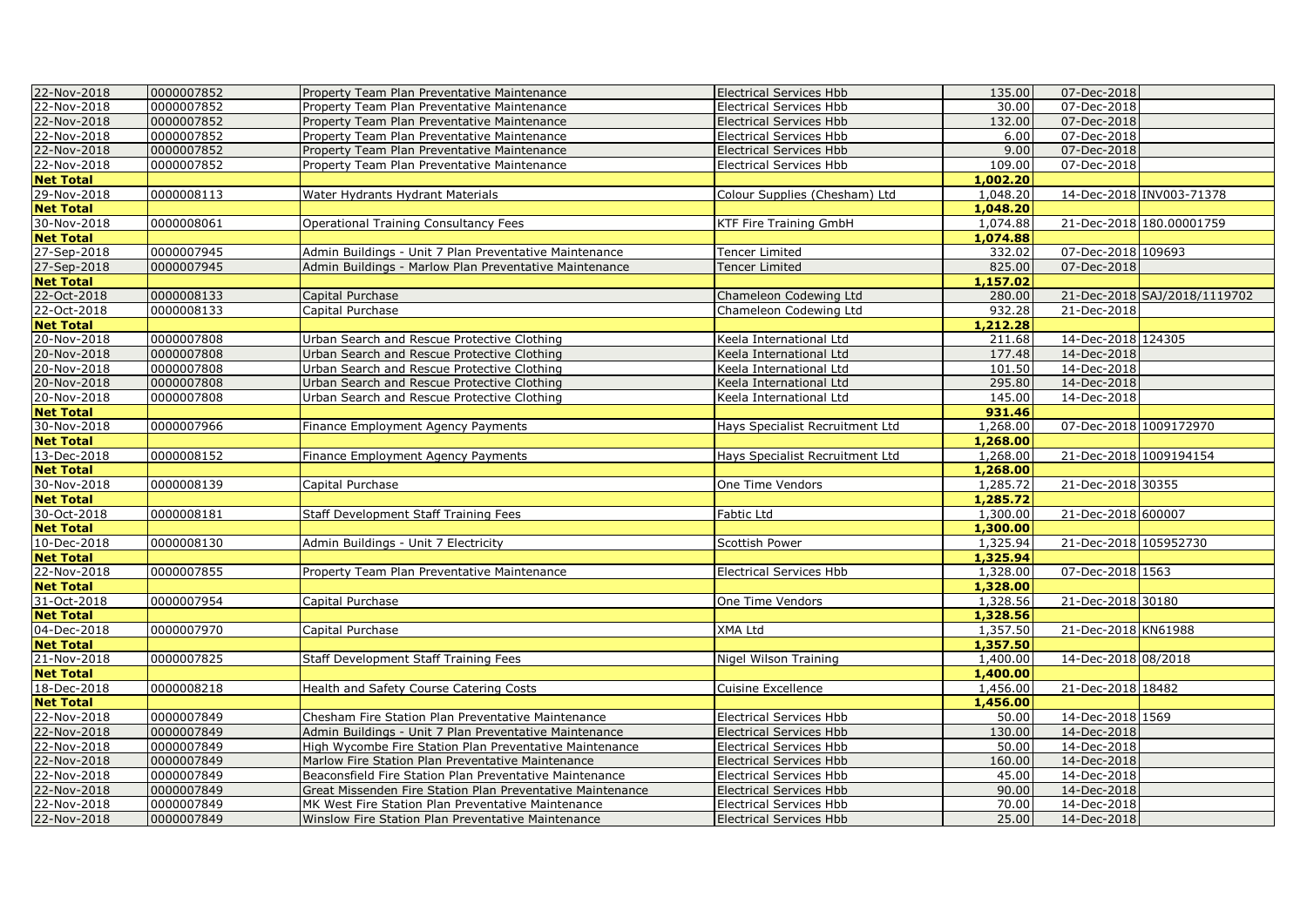| | | | | | | |
|---|---|---|---|---|---|---|
| 22-Nov-2018 | 0000007852 | Property Team Plan Preventative Maintenance | Electrical Services Hbb | 135.00 | 07-Dec-2018 | |
| 22-Nov-2018 | 0000007852 | Property Team Plan Preventative Maintenance | Electrical Services Hbb | 30.00 | 07-Dec-2018 | |
| 22-Nov-2018 | 0000007852 | Property Team Plan Preventative Maintenance | Electrical Services Hbb | 132.00 | 07-Dec-2018 | |
| 22-Nov-2018 | 0000007852 | Property Team Plan Preventative Maintenance | Electrical Services Hbb | 6.00 | 07-Dec-2018 | |
| 22-Nov-2018 | 0000007852 | Property Team Plan Preventative Maintenance | Electrical Services Hbb | 9.00 | 07-Dec-2018 | |
| 22-Nov-2018 | 0000007852 | Property Team Plan Preventative Maintenance | Electrical Services Hbb | 109.00 | 07-Dec-2018 | |
| **Net Total** | | | | **1,002.20** | | |
| 29-Nov-2018 | 0000008113 | Water Hydrants Hydrant Materials | Colour Supplies (Chesham) Ltd | 1,048.20 | 14-Dec-2018 | INV003-71378 |
| **Net Total** | | | | **1,048.20** | | |
| 30-Nov-2018 | 0000008061 | Operational Training Consultancy Fees | KTF Fire Training GmbH | 1,074.88 | 21-Dec-2018 | 180.00001759 |
| **Net Total** | | | | **1,074.88** | | |
| 27-Sep-2018 | 0000007945 | Admin Buildings - Unit 7 Plan Preventative Maintenance | Tencer Limited | 332.02 | 07-Dec-2018 | 109693 |
| 27-Sep-2018 | 0000007945 | Admin Buildings - Marlow Plan Preventative Maintenance | Tencer Limited | 825.00 | 07-Dec-2018 | |
| **Net Total** | | | | **1,157.02** | | |
| 22-Oct-2018 | 0000008133 | Capital Purchase | Chameleon Codewing Ltd | 280.00 | 21-Dec-2018 | SAJ/2018/1119702 |
| 22-Oct-2018 | 0000008133 | Capital Purchase | Chameleon Codewing Ltd | 932.28 | 21-Dec-2018 | |
| **Net Total** | | | | **1,212.28** | | |
| 20-Nov-2018 | 0000007808 | Urban Search and Rescue Protective Clothing | Keela International Ltd | 211.68 | 14-Dec-2018 | 124305 |
| 20-Nov-2018 | 0000007808 | Urban Search and Rescue Protective Clothing | Keela International Ltd | 177.48 | 14-Dec-2018 | |
| 20-Nov-2018 | 0000007808 | Urban Search and Rescue Protective Clothing | Keela International Ltd | 101.50 | 14-Dec-2018 | |
| 20-Nov-2018 | 0000007808 | Urban Search and Rescue Protective Clothing | Keela International Ltd | 295.80 | 14-Dec-2018 | |
| 20-Nov-2018 | 0000007808 | Urban Search and Rescue Protective Clothing | Keela International Ltd | 145.00 | 14-Dec-2018 | |
| **Net Total** | | | | **931.46** | | |
| 30-Nov-2018 | 0000007966 | Finance Employment Agency Payments | Hays Specialist Recruitment Ltd | 1,268.00 | 07-Dec-2018 | 1009172970 |
| **Net Total** | | | | **1,268.00** | | |
| 13-Dec-2018 | 0000008152 | Finance Employment Agency Payments | Hays Specialist Recruitment Ltd | 1,268.00 | 21-Dec-2018 | 1009194154 |
| **Net Total** | | | | **1,268.00** | | |
| 30-Nov-2018 | 0000008139 | Capital Purchase | One Time Vendors | 1,285.72 | 21-Dec-2018 | 30355 |
| **Net Total** | | | | **1,285.72** | | |
| 30-Oct-2018 | 0000008181 | Staff Development Staff Training Fees | Fabtic Ltd | 1,300.00 | 21-Dec-2018 | 600007 |
| **Net Total** | | | | **1,300.00** | | |
| 10-Dec-2018 | 0000008130 | Admin Buildings - Unit 7 Electricity | Scottish Power | 1,325.94 | 21-Dec-2018 | 105952730 |
| **Net Total** | | | | **1,325.94** | | |
| 22-Nov-2018 | 0000007855 | Property Team Plan Preventative Maintenance | Electrical Services Hbb | 1,328.00 | 07-Dec-2018 | 1563 |
| **Net Total** | | | | **1,328.00** | | |
| 31-Oct-2018 | 0000007954 | Capital Purchase | One Time Vendors | 1,328.56 | 21-Dec-2018 | 30180 |
| **Net Total** | | | | **1,328.56** | | |
| 04-Dec-2018 | 0000007970 | Capital Purchase | XMA Ltd | 1,357.50 | 21-Dec-2018 | KN61988 |
| **Net Total** | | | | **1,357.50** | | |
| 21-Nov-2018 | 0000007825 | Staff Development Staff Training Fees | Nigel Wilson Training | 1,400.00 | 14-Dec-2018 | 08/2018 |
| **Net Total** | | | | **1,400.00** | | |
| 18-Dec-2018 | 0000008218 | Health and Safety Course Catering Costs | Cuisine Excellence | 1,456.00 | 21-Dec-2018 | 18482 |
| **Net Total** | | | | **1,456.00** | | |
| 22-Nov-2018 | 0000007849 | Chesham Fire Station Plan Preventative Maintenance | Electrical Services Hbb | 50.00 | 14-Dec-2018 | 1569 |
| 22-Nov-2018 | 0000007849 | Admin Buildings - Unit 7 Plan Preventative Maintenance | Electrical Services Hbb | 130.00 | 14-Dec-2018 | |
| 22-Nov-2018 | 0000007849 | High Wycombe Fire Station Plan Preventative Maintenance | Electrical Services Hbb | 50.00 | 14-Dec-2018 | |
| 22-Nov-2018 | 0000007849 | Marlow Fire Station Plan Preventative Maintenance | Electrical Services Hbb | 160.00 | 14-Dec-2018 | |
| 22-Nov-2018 | 0000007849 | Beaconsfield Fire Station Plan Preventative Maintenance | Electrical Services Hbb | 45.00 | 14-Dec-2018 | |
| 22-Nov-2018 | 0000007849 | Great Missenden Fire Station Plan Preventative Maintenance | Electrical Services Hbb | 90.00 | 14-Dec-2018 | |
| 22-Nov-2018 | 0000007849 | MK West Fire Station Plan Preventative Maintenance | Electrical Services Hbb | 70.00 | 14-Dec-2018 | |
| 22-Nov-2018 | 0000007849 | Winslow Fire Station Plan Preventative Maintenance | Electrical Services Hbb | 25.00 | 14-Dec-2018 | |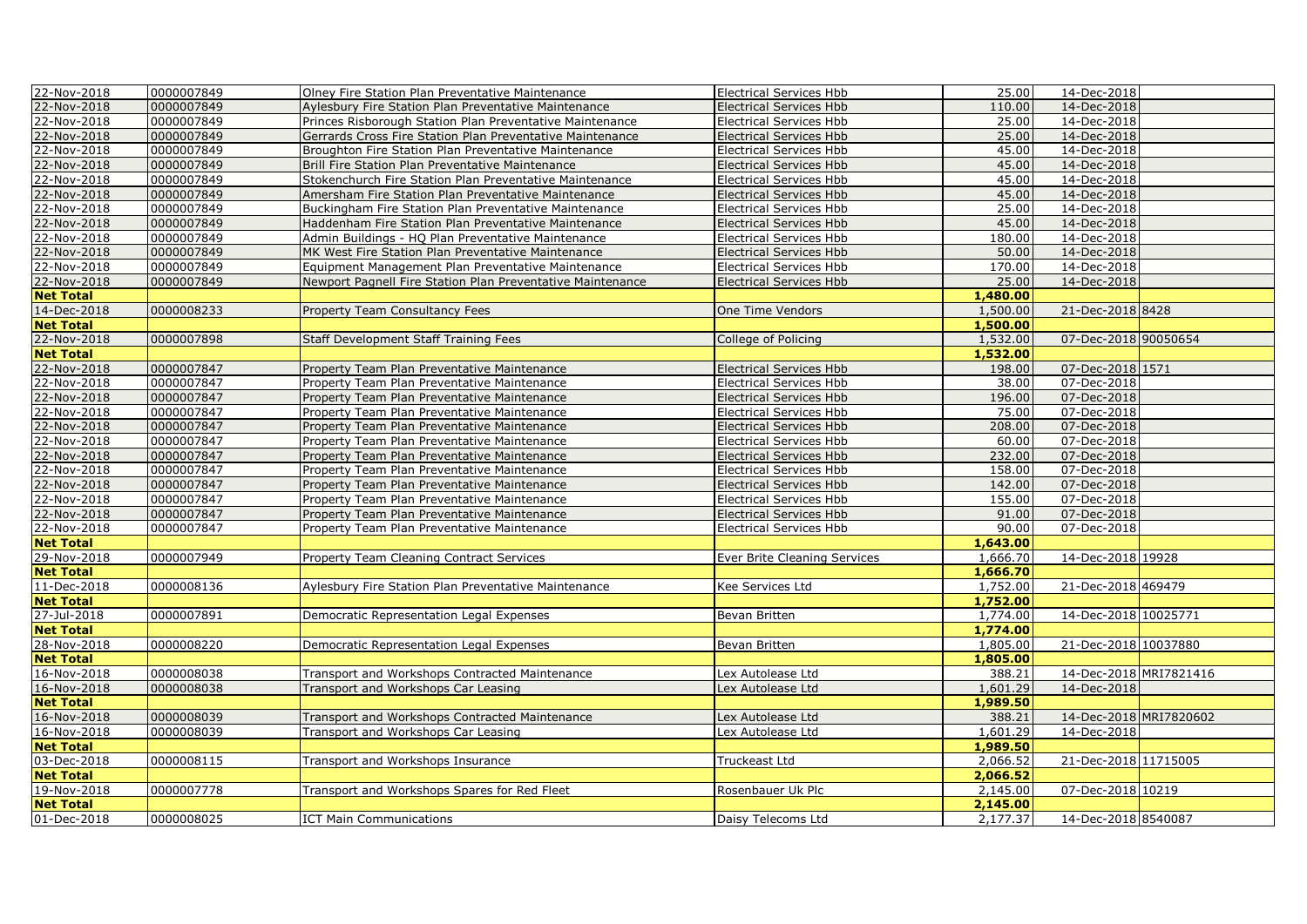| | | | | | | |
|---|---|---|---|---|---|---|
| 22-Nov-2018 | 0000007849 | Olney Fire Station Plan Preventative Maintenance | Electrical Services Hbb | 25.00 | 14-Dec-2018 | |
| 22-Nov-2018 | 0000007849 | Aylesbury Fire Station Plan Preventative Maintenance | Electrical Services Hbb | 110.00 | 14-Dec-2018 | |
| 22-Nov-2018 | 0000007849 | Princes Risborough Station Plan Preventative Maintenance | Electrical Services Hbb | 25.00 | 14-Dec-2018 | |
| 22-Nov-2018 | 0000007849 | Gerrards Cross Fire Station Plan Preventative Maintenance | Electrical Services Hbb | 25.00 | 14-Dec-2018 | |
| 22-Nov-2018 | 0000007849 | Broughton Fire Station Plan Preventative Maintenance | Electrical Services Hbb | 45.00 | 14-Dec-2018 | |
| 22-Nov-2018 | 0000007849 | Brill Fire Station Plan Preventative Maintenance | Electrical Services Hbb | 45.00 | 14-Dec-2018 | |
| 22-Nov-2018 | 0000007849 | Stokenchurch Fire Station Plan Preventative Maintenance | Electrical Services Hbb | 45.00 | 14-Dec-2018 | |
| 22-Nov-2018 | 0000007849 | Amersham Fire Station Plan Preventative Maintenance | Electrical Services Hbb | 45.00 | 14-Dec-2018 | |
| 22-Nov-2018 | 0000007849 | Buckingham Fire Station Plan Preventative Maintenance | Electrical Services Hbb | 25.00 | 14-Dec-2018 | |
| 22-Nov-2018 | 0000007849 | Haddenham Fire Station Plan Preventative Maintenance | Electrical Services Hbb | 45.00 | 14-Dec-2018 | |
| 22-Nov-2018 | 0000007849 | Admin Buildings - HQ Plan Preventative Maintenance | Electrical Services Hbb | 180.00 | 14-Dec-2018 | |
| 22-Nov-2018 | 0000007849 | MK West Fire Station Plan Preventative Maintenance | Electrical Services Hbb | 50.00 | 14-Dec-2018 | |
| 22-Nov-2018 | 0000007849 | Equipment Management Plan Preventative Maintenance | Electrical Services Hbb | 170.00 | 14-Dec-2018 | |
| 22-Nov-2018 | 0000007849 | Newport Pagnell Fire Station Plan Preventative Maintenance | Electrical Services Hbb | 25.00 | 14-Dec-2018 | |
| **Net Total** | | | | **1,480.00** | | |
| 14-Dec-2018 | 0000008233 | Property Team Consultancy Fees | One Time Vendors | 1,500.00 | 21-Dec-2018 | 8428 |
| **Net Total** | | | | **1,500.00** | | |
| 22-Nov-2018 | 0000007898 | Staff Development Staff Training Fees | College of Policing | 1,532.00 | 07-Dec-2018 | 90050654 |
| **Net Total** | | | | **1,532.00** | | |
| 22-Nov-2018 | 0000007847 | Property Team Plan Preventative Maintenance | Electrical Services Hbb | 198.00 | 07-Dec-2018 | 1571 |
| 22-Nov-2018 | 0000007847 | Property Team Plan Preventative Maintenance | Electrical Services Hbb | 38.00 | 07-Dec-2018 | |
| 22-Nov-2018 | 0000007847 | Property Team Plan Preventative Maintenance | Electrical Services Hbb | 196.00 | 07-Dec-2018 | |
| 22-Nov-2018 | 0000007847 | Property Team Plan Preventative Maintenance | Electrical Services Hbb | 75.00 | 07-Dec-2018 | |
| 22-Nov-2018 | 0000007847 | Property Team Plan Preventative Maintenance | Electrical Services Hbb | 208.00 | 07-Dec-2018 | |
| 22-Nov-2018 | 0000007847 | Property Team Plan Preventative Maintenance | Electrical Services Hbb | 60.00 | 07-Dec-2018 | |
| 22-Nov-2018 | 0000007847 | Property Team Plan Preventative Maintenance | Electrical Services Hbb | 232.00 | 07-Dec-2018 | |
| 22-Nov-2018 | 0000007847 | Property Team Plan Preventative Maintenance | Electrical Services Hbb | 158.00 | 07-Dec-2018 | |
| 22-Nov-2018 | 0000007847 | Property Team Plan Preventative Maintenance | Electrical Services Hbb | 142.00 | 07-Dec-2018 | |
| 22-Nov-2018 | 0000007847 | Property Team Plan Preventative Maintenance | Electrical Services Hbb | 155.00 | 07-Dec-2018 | |
| 22-Nov-2018 | 0000007847 | Property Team Plan Preventative Maintenance | Electrical Services Hbb | 91.00 | 07-Dec-2018 | |
| 22-Nov-2018 | 0000007847 | Property Team Plan Preventative Maintenance | Electrical Services Hbb | 90.00 | 07-Dec-2018 | |
| **Net Total** | | | | **1,643.00** | | |
| 29-Nov-2018 | 0000007949 | Property Team Cleaning Contract Services | Ever Brite Cleaning Services | 1,666.70 | 14-Dec-2018 | 19928 |
| **Net Total** | | | | **1,666.70** | | |
| 11-Dec-2018 | 0000008136 | Aylesbury Fire Station Plan Preventative Maintenance | Kee Services Ltd | 1,752.00 | 21-Dec-2018 | 469479 |
| **Net Total** | | | | **1,752.00** | | |
| 27-Jul-2018 | 0000007891 | Democratic Representation Legal Expenses | Bevan Britten | 1,774.00 | 14-Dec-2018 | 10025771 |
| **Net Total** | | | | **1,774.00** | | |
| 28-Nov-2018 | 0000008220 | Democratic Representation Legal Expenses | Bevan Britten | 1,805.00 | 21-Dec-2018 | 10037880 |
| **Net Total** | | | | **1,805.00** | | |
| 16-Nov-2018 | 0000008038 | Transport and Workshops Contracted Maintenance | Lex Autolease Ltd | 388.21 | 14-Dec-2018 | MRI7821416 |
| 16-Nov-2018 | 0000008038 | Transport and Workshops Car Leasing | Lex Autolease Ltd | 1,601.29 | 14-Dec-2018 | |
| **Net Total** | | | | **1,989.50** | | |
| 16-Nov-2018 | 0000008039 | Transport and Workshops Contracted Maintenance | Lex Autolease Ltd | 388.21 | 14-Dec-2018 | MRI7820602 |
| 16-Nov-2018 | 0000008039 | Transport and Workshops Car Leasing | Lex Autolease Ltd | 1,601.29 | 14-Dec-2018 | |
| **Net Total** | | | | **1,989.50** | | |
| 03-Dec-2018 | 0000008115 | Transport and Workshops Insurance | Truckeast Ltd | 2,066.52 | 21-Dec-2018 | 11715005 |
| **Net Total** | | | | **2,066.52** | | |
| 19-Nov-2018 | 0000007778 | Transport and Workshops Spares for Red Fleet | Rosenbauer Uk Plc | 2,145.00 | 07-Dec-2018 | 10219 |
| **Net Total** | | | | **2,145.00** | | |
| 01-Dec-2018 | 0000008025 | ICT Main Communications | Daisy Telecoms Ltd | 2,177.37 | 14-Dec-2018 | 8540087 |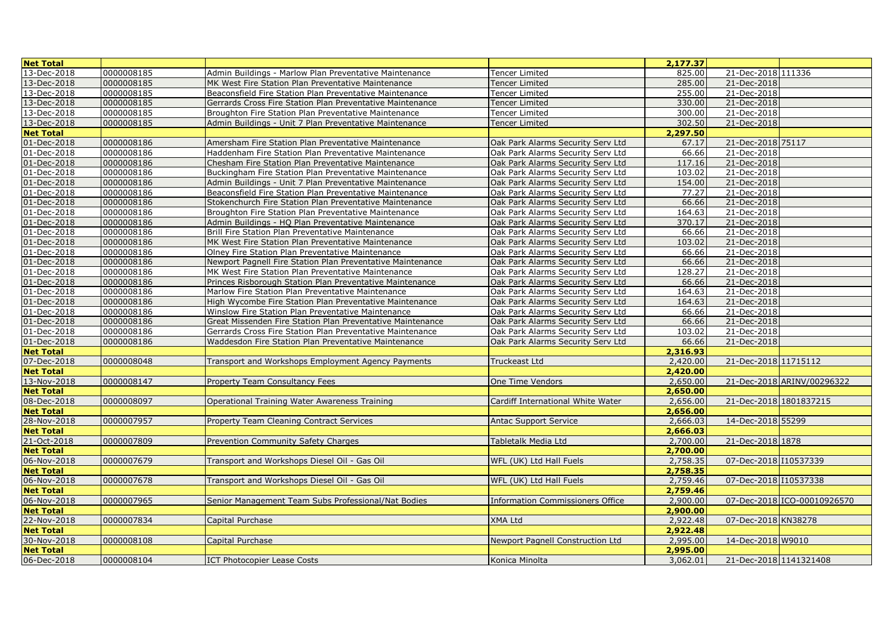| Net Total | | | | 2,177.37 | | |
|---|---|---|---|---|---|---|
| 13-Dec-2018 | 0000008185 | Admin Buildings - Marlow Plan Preventative Maintenance | Tencer Limited | 825.00 | 21-Dec-2018 | 111336 |
| 13-Dec-2018 | 0000008185 | MK West Fire Station Plan Preventative Maintenance | Tencer Limited | 285.00 | 21-Dec-2018 | |
| 13-Dec-2018 | 0000008185 | Beaconsfield Fire Station Plan Preventative Maintenance | Tencer Limited | 255.00 | 21-Dec-2018 | |
| 13-Dec-2018 | 0000008185 | Gerrards Cross Fire Station Plan Preventative Maintenance | Tencer Limited | 330.00 | 21-Dec-2018 | |
| 13-Dec-2018 | 0000008185 | Broughton Fire Station Plan Preventative Maintenance | Tencer Limited | 300.00 | 21-Dec-2018 | |
| 13-Dec-2018 | 0000008185 | Admin Buildings - Unit 7 Plan Preventative Maintenance | Tencer Limited | 302.50 | 21-Dec-2018 | |
| **Net Total** | | | | **2,297.50** | | |
| 01-Dec-2018 | 0000008186 | Amersham Fire Station Plan Preventative Maintenance | Oak Park Alarms Security Serv Ltd | 67.17 | 21-Dec-2018 | 75117 |
| 01-Dec-2018 | 0000008186 | Haddenham Fire Station Plan Preventative Maintenance | Oak Park Alarms Security Serv Ltd | 66.66 | 21-Dec-2018 | |
| 01-Dec-2018 | 0000008186 | Chesham Fire Station Plan Preventative Maintenance | Oak Park Alarms Security Serv Ltd | 117.16 | 21-Dec-2018 | |
| 01-Dec-2018 | 0000008186 | Buckingham Fire Station Plan Preventative Maintenance | Oak Park Alarms Security Serv Ltd | 103.02 | 21-Dec-2018 | |
| 01-Dec-2018 | 0000008186 | Admin Buildings - Unit 7 Plan Preventative Maintenance | Oak Park Alarms Security Serv Ltd | 154.00 | 21-Dec-2018 | |
| 01-Dec-2018 | 0000008186 | Beaconsfield Fire Station Plan Preventative Maintenance | Oak Park Alarms Security Serv Ltd | 77.27 | 21-Dec-2018 | |
| 01-Dec-2018 | 0000008186 | Stokenchurch Fire Station Plan Preventative Maintenance | Oak Park Alarms Security Serv Ltd | 66.66 | 21-Dec-2018 | |
| 01-Dec-2018 | 0000008186 | Broughton Fire Station Plan Preventative Maintenance | Oak Park Alarms Security Serv Ltd | 164.63 | 21-Dec-2018 | |
| 01-Dec-2018 | 0000008186 | Admin Buildings - HQ Plan Preventative Maintenance | Oak Park Alarms Security Serv Ltd | 370.17 | 21-Dec-2018 | |
| 01-Dec-2018 | 0000008186 | Brill Fire Station Plan Preventative Maintenance | Oak Park Alarms Security Serv Ltd | 66.66 | 21-Dec-2018 | |
| 01-Dec-2018 | 0000008186 | MK West Fire Station Plan Preventative Maintenance | Oak Park Alarms Security Serv Ltd | 103.02 | 21-Dec-2018 | |
| 01-Dec-2018 | 0000008186 | Olney Fire Station Plan Preventative Maintenance | Oak Park Alarms Security Serv Ltd | 66.66 | 21-Dec-2018 | |
| 01-Dec-2018 | 0000008186 | Newport Pagnell Fire Station Plan Preventative Maintenance | Oak Park Alarms Security Serv Ltd | 66.66 | 21-Dec-2018 | |
| 01-Dec-2018 | 0000008186 | MK West Fire Station Plan Preventative Maintenance | Oak Park Alarms Security Serv Ltd | 128.27 | 21-Dec-2018 | |
| 01-Dec-2018 | 0000008186 | Princes Risborough Station Plan Preventative Maintenance | Oak Park Alarms Security Serv Ltd | 66.66 | 21-Dec-2018 | |
| 01-Dec-2018 | 0000008186 | Marlow Fire Station Plan Preventative Maintenance | Oak Park Alarms Security Serv Ltd | 164.63 | 21-Dec-2018 | |
| 01-Dec-2018 | 0000008186 | High Wycombe Fire Station Plan Preventative Maintenance | Oak Park Alarms Security Serv Ltd | 164.63 | 21-Dec-2018 | |
| 01-Dec-2018 | 0000008186 | Winslow Fire Station Plan Preventative Maintenance | Oak Park Alarms Security Serv Ltd | 66.66 | 21-Dec-2018 | |
| 01-Dec-2018 | 0000008186 | Great Missenden Fire Station Plan Preventative Maintenance | Oak Park Alarms Security Serv Ltd | 66.66 | 21-Dec-2018 | |
| 01-Dec-2018 | 0000008186 | Gerrards Cross Fire Station Plan Preventative Maintenance | Oak Park Alarms Security Serv Ltd | 103.02 | 21-Dec-2018 | |
| 01-Dec-2018 | 0000008186 | Waddesdon Fire Station Plan Preventative Maintenance | Oak Park Alarms Security Serv Ltd | 66.66 | 21-Dec-2018 | |
| **Net Total** | | | | **2,316.93** | | |
| 07-Dec-2018 | 0000008048 | Transport and Workshops Employment Agency Payments | Truckeast Ltd | 2,420.00 | 21-Dec-2018 | 11715112 |
| **Net Total** | | | | **2,420.00** | | |
| 13-Nov-2018 | 0000008147 | Property Team Consultancy Fees | One Time Vendors | 2,650.00 | 21-Dec-2018 | ARINV/00296322 |
| **Net Total** | | | | **2,650.00** | | |
| 08-Dec-2018 | 0000008097 | Operational Training Water Awareness Training | Cardiff International White Water | 2,656.00 | 21-Dec-2018 | 1801837215 |
| **Net Total** | | | | **2,656.00** | | |
| 28-Nov-2018 | 0000007957 | Property Team Cleaning Contract Services | Antac Support Service | 2,666.03 | 14-Dec-2018 | 55299 |
| **Net Total** | | | | **2,666.03** | | |
| 21-Oct-2018 | 0000007809 | Prevention Community Safety Charges | Tabletalk Media Ltd | 2,700.00 | 21-Dec-2018 | 1878 |
| **Net Total** | | | | **2,700.00** | | |
| 06-Nov-2018 | 0000007679 | Transport and Workshops Diesel Oil - Gas Oil | WFL (UK) Ltd Hall Fuels | 2,758.35 | 07-Dec-2018 | I10537339 |
| **Net Total** | | | | **2,758.35** | | |
| 06-Nov-2018 | 0000007678 | Transport and Workshops Diesel Oil - Gas Oil | WFL (UK) Ltd Hall Fuels | 2,759.46 | 07-Dec-2018 | I10537338 |
| **Net Total** | | | | **2,759.46** | | |
| 06-Nov-2018 | 0000007965 | Senior Management Team Subs Professional/Nat Bodies | Information Commissioners Office | 2,900.00 | 07-Dec-2018 | ICO-00010926570 |
| **Net Total** | | | | **2,900.00** | | |
| 22-Nov-2018 | 0000007834 | Capital Purchase | XMA Ltd | 2,922.48 | 07-Dec-2018 | KN38278 |
| **Net Total** | | | | **2,922.48** | | |
| 30-Nov-2018 | 0000008108 | Capital Purchase | Newport Pagnell Construction Ltd | 2,995.00 | 14-Dec-2018 | W9010 |
| **Net Total** | | | | **2,995.00** | | |
| 06-Dec-2018 | 0000008104 | ICT Photocopier Lease Costs | Konica Minolta | 3,062.01 | 21-Dec-2018 | 1141321408 |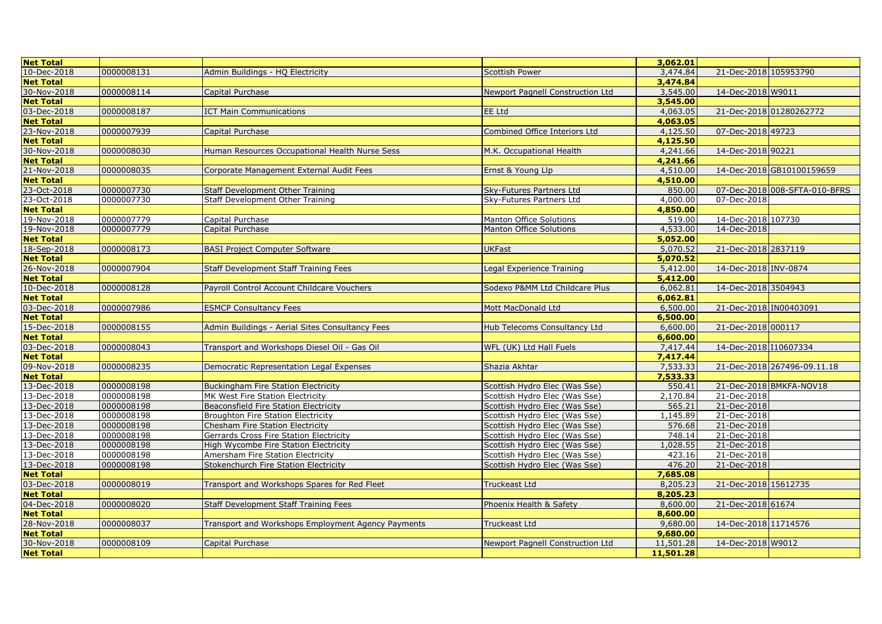| **Net Total** | | | | **3,062.01** | | |
|---|---|---|---|---|---|---|
| 10-Dec-2018 | 0000008131 | Admin Buildings - HQ Electricity | Scottish Power | 3,474.84 | 21-Dec-2018 | 105953790 |
| **Net Total** | | | | **3,474.84** | | |
| 30-Nov-2018 | 0000008114 | Capital Purchase | Newport Pagnell Construction Ltd | 3,545.00 | 14-Dec-2018 | W9011 |
| **Net Total** | | | | **3,545.00** | | |
| 03-Dec-2018 | 0000008187 | ICT Main Communications | EE Ltd | 4,063.05 | 21-Dec-2018 | 01280262772 |
| **Net Total** | | | | **4,063.05** | | |
| 23-Nov-2018 | 0000007939 | Capital Purchase | Combined Office Interiors Ltd | 4,125.50 | 07-Dec-2018 | 49723 |
| **Net Total** | | | | **4,125.50** | | |
| 30-Nov-2018 | 0000008030 | Human Resources Occupational Health Nurse Sess | M.K. Occupational Health | 4,241.66 | 14-Dec-2018 | 90221 |
| **Net Total** | | | | **4,241.66** | | |
| 21-Nov-2018 | 0000008035 | Corporate Management External Audit Fees | Ernst & Young Llp | 4,510.00 | 14-Dec-2018 | GB10100159659 |
| **Net Total** | | | | **4,510.00** | | |
| 23-Oct-2018 | 0000007730 | Staff Development Other Training | Sky-Futures Partners Ltd | 850.00 | 07-Dec-2018 | 008-SFTA-010-BFRS |
| 23-Oct-2018 | 0000007730 | Staff Development Other Training | Sky-Futures Partners Ltd | 4,000.00 | 07-Dec-2018 | |
| **Net Total** | | | | **4,850.00** | | |
| 19-Nov-2018 | 0000007779 | Capital Purchase | Manton Office Solutions | 519.00 | 14-Dec-2018 | 107730 |
| 19-Nov-2018 | 0000007779 | Capital Purchase | Manton Office Solutions | 4,533.00 | 14-Dec-2018 | |
| **Net Total** | | | | **5,052.00** | | |
| 18-Sep-2018 | 0000008173 | BASI Project Computer Software | UKFast | 5,070.52 | 21-Dec-2018 | 2837119 |
| **Net Total** | | | | **5,070.52** | | |
| 26-Nov-2018 | 0000007904 | Staff Development Staff Training Fees | Legal Experience Training | 5,412.00 | 14-Dec-2018 | INV-0874 |
| **Net Total** | | | | **5,412.00** | | |
| 10-Dec-2018 | 0000008128 | Payroll Control Account Childcare Vouchers | Sodexo P&MM Ltd Childcare Plus | 6,062.81 | 14-Dec-2018 | 3504943 |
| **Net Total** | | | | **6,062.81** | | |
| 03-Dec-2018 | 0000007986 | ESMCP Consultancy Fees | Mott MacDonald Ltd | 6,500.00 | 21-Dec-2018 | IN00403091 |
| **Net Total** | | | | **6,500.00** | | |
| 15-Dec-2018 | 0000008155 | Admin Buildings - Aerial Sites Consultancy Fees | Hub Telecoms Consultancy Ltd | 6,600.00 | 21-Dec-2018 | 000117 |
| **Net Total** | | | | **6,600.00** | | |
| 03-Dec-2018 | 0000008043 | Transport and Workshops Diesel Oil - Gas Oil | WFL (UK) Ltd Hall Fuels | 7,417.44 | 14-Dec-2018 | I10607334 |
| **Net Total** | | | | **7,417.44** | | |
| 09-Nov-2018 | 0000008235 | Democratic Representation Legal Expenses | Shazia Akhtar | 7,533.33 | 21-Dec-2018 | 267496-09.11.18 |
| **Net Total** | | | | **7,533.33** | | |
| 13-Dec-2018 | 0000008198 | Buckingham Fire Station Electricity | Scottish Hydro Elec (Was Sse) | 550.41 | 21-Dec-2018 | BMKFA-NOV18 |
| 13-Dec-2018 | 0000008198 | MK West Fire Station Electricity | Scottish Hydro Elec (Was Sse) | 2,170.84 | 21-Dec-2018 | |
| 13-Dec-2018 | 0000008198 | Beaconsfield Fire Station Electricity | Scottish Hydro Elec (Was Sse) | 565.21 | 21-Dec-2018 | |
| 13-Dec-2018 | 0000008198 | Broughton Fire Station Electricity | Scottish Hydro Elec (Was Sse) | 1,145.89 | 21-Dec-2018 | |
| 13-Dec-2018 | 0000008198 | Chesham Fire Station Electricity | Scottish Hydro Elec (Was Sse) | 576.68 | 21-Dec-2018 | |
| 13-Dec-2018 | 0000008198 | Gerrards Cross Fire Station Electricity | Scottish Hydro Elec (Was Sse) | 748.14 | 21-Dec-2018 | |
| 13-Dec-2018 | 0000008198 | High Wycombe Fire Station Electricity | Scottish Hydro Elec (Was Sse) | 1,028.55 | 21-Dec-2018 | |
| 13-Dec-2018 | 0000008198 | Amersham Fire Station Electricity | Scottish Hydro Elec (Was Sse) | 423.16 | 21-Dec-2018 | |
| 13-Dec-2018 | 0000008198 | Stokenchurch Fire Station Electricity | Scottish Hydro Elec (Was Sse) | 476.20 | 21-Dec-2018 | |
| **Net Total** | | | | **7,685.08** | | |
| 03-Dec-2018 | 0000008019 | Transport and Workshops Spares for Red Fleet | Truckeast Ltd | 8,205.23 | 21-Dec-2018 | 15612735 |
| **Net Total** | | | | **8,205.23** | | |
| 04-Dec-2018 | 0000008020 | Staff Development Staff Training Fees | Phoenix Health & Safety | 8,600.00 | 21-Dec-2018 | 61674 |
| **Net Total** | | | | **8,600.00** | | |
| 28-Nov-2018 | 0000008037 | Transport and Workshops Employment Agency Payments | Truckeast Ltd | 9,680.00 | 14-Dec-2018 | 11714576 |
| **Net Total** | | | | **9,680.00** | | |
| 30-Nov-2018 | 0000008109 | Capital Purchase | Newport Pagnell Construction Ltd | 11,501.28 | 14-Dec-2018 | W9012 |
| **Net Total** | | | | **11,501.28** | | |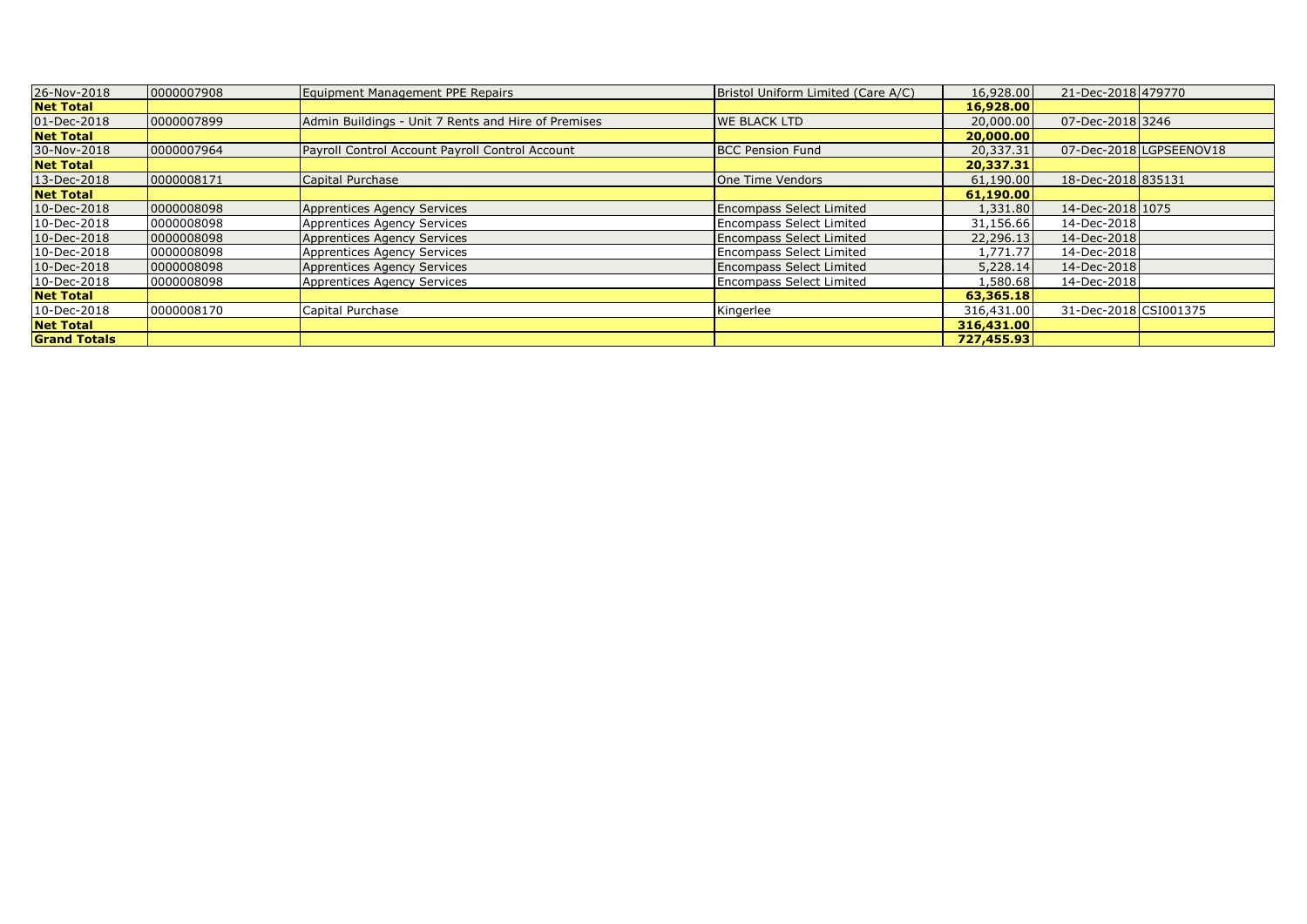| | | | | | | |
|---|---|---|---|---|---|---|
| 26-Nov-2018 | 0000007908 | Equipment Management PPE Repairs | Bristol Uniform Limited (Care A/C) | 16,928.00 | 21-Dec-2018 | 479770 |
| **Net Total** | | | | **16,928.00** | | |
| 01-Dec-2018 | 0000007899 | Admin Buildings - Unit 7 Rents and Hire of Premises | WE BLACK LTD | 20,000.00 | 07-Dec-2018 | 3246 |
| **Net Total** | | | | **20,000.00** | | |
| 30-Nov-2018 | 0000007964 | Payroll Control Account Payroll Control Account | BCC Pension Fund | 20,337.31 | 07-Dec-2018 | LGPSEENOV18 |
| **Net Total** | | | | **20,337.31** | | |
| 13-Dec-2018 | 0000008171 | Capital Purchase | One Time Vendors | 61,190.00 | 18-Dec-2018 | 835131 |
| **Net Total** | | | | **61,190.00** | | |
| 10-Dec-2018 | 0000008098 | Apprentices Agency Services | Encompass Select Limited | 1,331.80 | 14-Dec-2018 | 1075 |
| 10-Dec-2018 | 0000008098 | Apprentices Agency Services | Encompass Select Limited | 31,156.66 | 14-Dec-2018 | |
| 10-Dec-2018 | 0000008098 | Apprentices Agency Services | Encompass Select Limited | 22,296.13 | 14-Dec-2018 | |
| 10-Dec-2018 | 0000008098 | Apprentices Agency Services | Encompass Select Limited | 1,771.77 | 14-Dec-2018 | |
| 10-Dec-2018 | 0000008098 | Apprentices Agency Services | Encompass Select Limited | 5,228.14 | 14-Dec-2018 | |
| 10-Dec-2018 | 0000008098 | Apprentices Agency Services | Encompass Select Limited | 1,580.68 | 14-Dec-2018 | |
| **Net Total** | | | | **63,365.18** | | |
| 10-Dec-2018 | 0000008170 | Capital Purchase | Kingerlee | 316,431.00 | 31-Dec-2018 | CSI001375 |
| **Net Total** | | | | **316,431.00** | | |
| **Grand Totals** | | | | **727,455.93** | | |